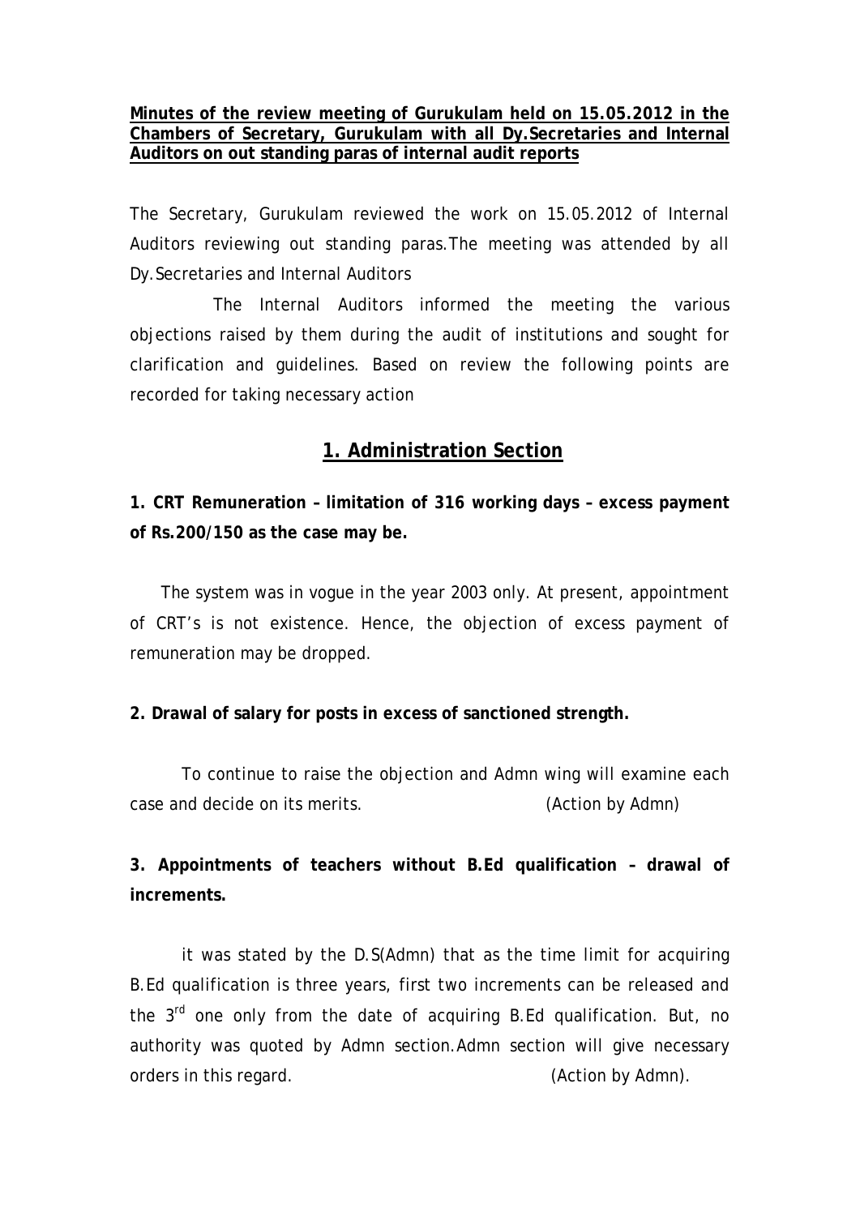**Minutes of the review meeting of Gurukulam held on 15.05.2012 in the Chambers of Secretary, Gurukulam with all Dy.Secretaries and Internal Auditors on out standing paras of internal audit reports**

The Secretary, Gurukulam reviewed the work on 15.05.2012 of Internal Auditors reviewing out standing paras.The meeting was attended by all Dy.Secretaries and Internal Auditors

The Internal Auditors informed the meeting the various objections raised by them during the audit of institutions and sought for clarification and guidelines. Based on review the following points are recorded for taking necessary action

## 1. Administration Section

**1. CRT Remuneration – limitation of 316 working days – excess payment of Rs.200/150 as the case may be.**

The system was in vogue in the year 2003 only. At present, appointment of CRT's is not existence. Hence, the objection of excess payment of remuneration may be dropped.

**2. Drawal of salary for posts in excess of sanctioned strength.**

To continue to raise the objection and Admn wing will examine each case and decide on its merits. (Action by Admn)

**3. Appointments of teachers without B.Ed qualification – drawal of increments.**

it was stated by the D.S(Admn) that as the time limit for acquiring B.Ed qualification is three years, first two increments can be released and the 3rd one only from the date of acquiring B.Ed qualification. But, no authority was quoted by Admn section.Admn section will give necessary orders in this regard. (Action by Admn).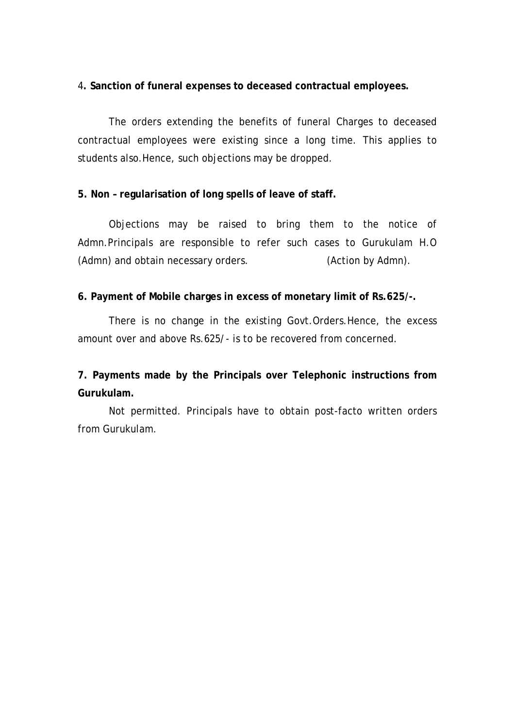4**. Sanction of funeral expenses to deceased contractual employees.**

The orders extending the benefits of funeral Charges to deceased contractual employees were existing since a long time. This applies to students also.Hence, such objections may be dropped.

**5. Non – regularisation of long spells of leave of staff.**

Objections may be raised to bring them to the notice of Admn.Principals are responsible to refer such cases to Gurukulam H.O (Admn) and obtain necessary orders. (Action by Admn).

**6. Payment of Mobile charges in excess of monetary limit of Rs.625/-.**

There is no change in the existing Govt.Orders.Hence, the excess amount over and above Rs.625/- is to be recovered from concerned.

**7. Payments made by the Principals over Telephonic instructions from Gurukulam.**

Not permitted. Principals have to obtain post-facto written orders from Gurukulam.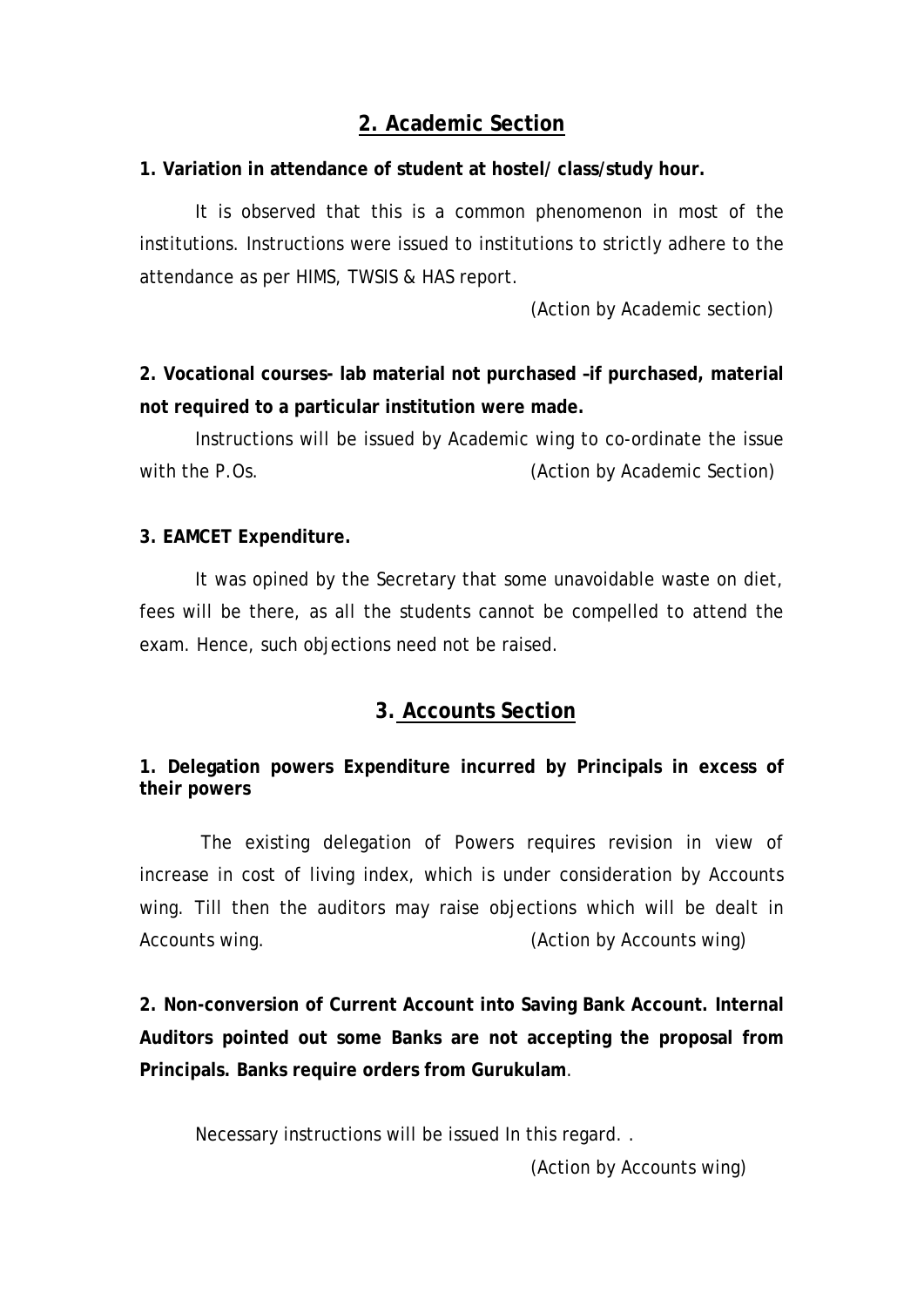## 2. Academic Section

**1. Variation in attendance of student at hostel/ class/study hour.**

It is observed that this is a common phenomenon in most of the institutions. Instructions were issued to institutions to strictly adhere to the attendance as per HIMS, TWSIS & HAS report.

(Action by Academic section)

**2. Vocational courses- lab material not purchased –if purchased, material not required to a particular institution were made.**

Instructions will be issued by Academic wing to co-ordinate the issue with the P.Os. (Action by Academic Section)

**3. EAMCET Expenditure.**

It was opined by the Secretary that some unavoidable waste on diet, fees will be there, as all the students cannot be compelled to attend the exam. Hence, such objections need not be raised.

## 3. Accounts Section

**1. Delegation powers Expenditure incurred by Principals in excess of their powers**

The existing delegation of Powers requires revision in view of increase in cost of living index, which is under consideration by Accounts wing. Till then the auditors may raise objections which will be dealt in Accounts wing. (Action by Accounts wing)

**2. Non-conversion of Current Account into Saving Bank Account. Internal Auditors pointed out some Banks are not accepting the proposal from Principals. Banks require orders from Gurukulam**.

Necessary instructions will be issued In this regard. .

(Action by Accounts wing)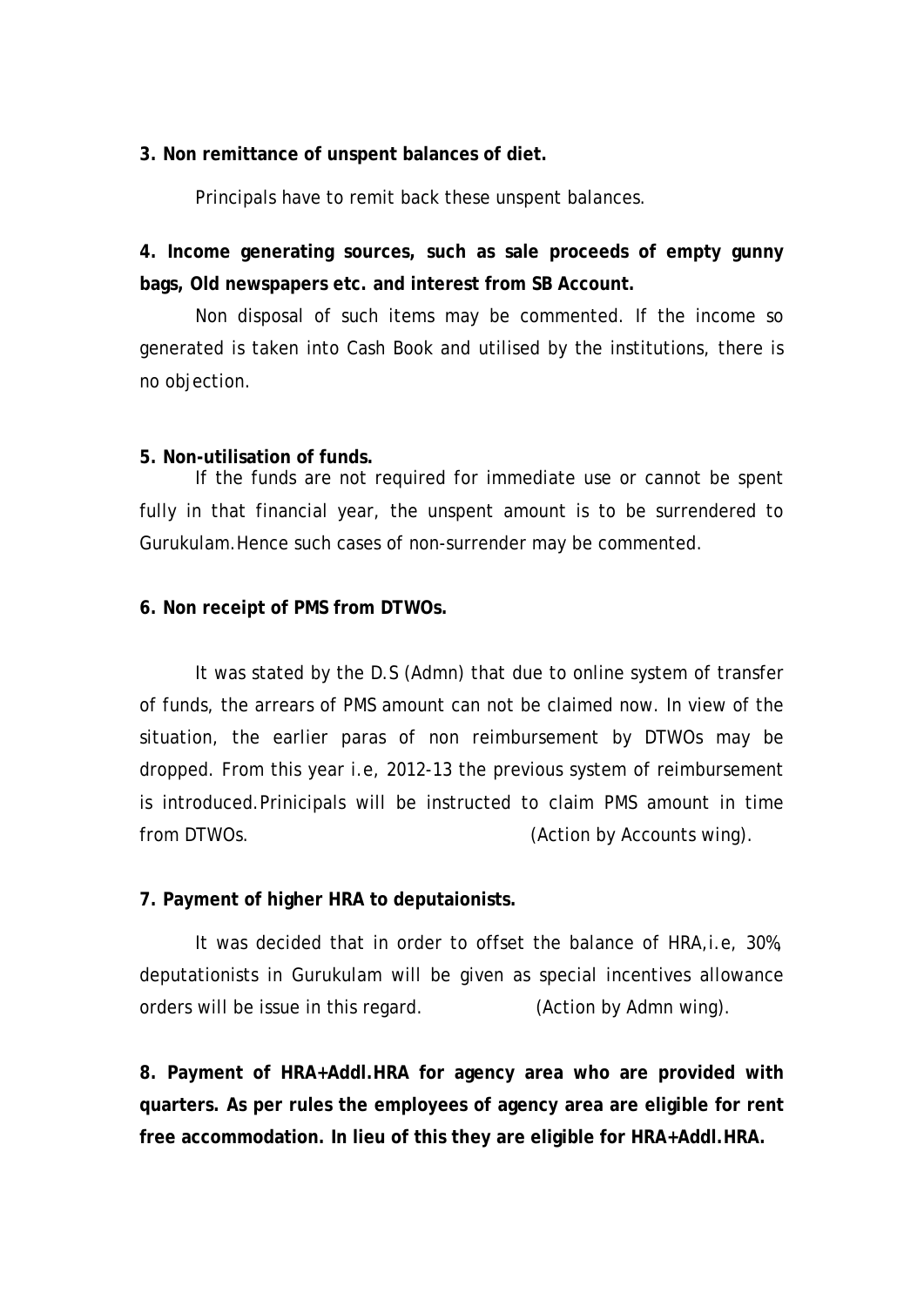**3. Non remittance of unspent balances of diet.**

Principals have to remit back these unspent balances.

**4. Income generating sources, such as sale proceeds of empty gunny bags, Old newspapers etc. and interest from SB Account.**

Non disposal of such items may be commented. If the income so generated is taken into Cash Book and utilised by the institutions, there is no objection.

**5. Non-utilisation of funds.**

If the funds are not required for immediate use or cannot be spent fully in that financial year, the unspent amount is to be surrendered to Gurukulam.Hence such cases of non-surrender may be commented.

**6. Non receipt of PMS from DTWOs.**

It was stated by the D.S (Admn) that due to online system of transfer of funds, the arrears of PMS amount can not be claimed now. In view of the situation, the earlier paras of non reimbursement by DTWOs may be dropped. From this year i.e, 2012-13 the previous system of reimbursement is introduced.Prinicipals will be instructed to claim PMS amount in time from DTWOs. (Action by Accounts wing).

**7. Payment of higher HRA to deputaionists.**

It was decided that in order to offset the balance of HRA,i.e, 30%, deputationists in Gurukulam will be given as special incentives allowance orders will be issue in this regard. (Action by Admn wing).

**8. Payment of HRA+Addl.HRA for agency area who are provided with quarters. As per rules the employees of agency area are eligible for rent free accommodation. In lieu of this they are eligible for HRA+Addl.HRA.**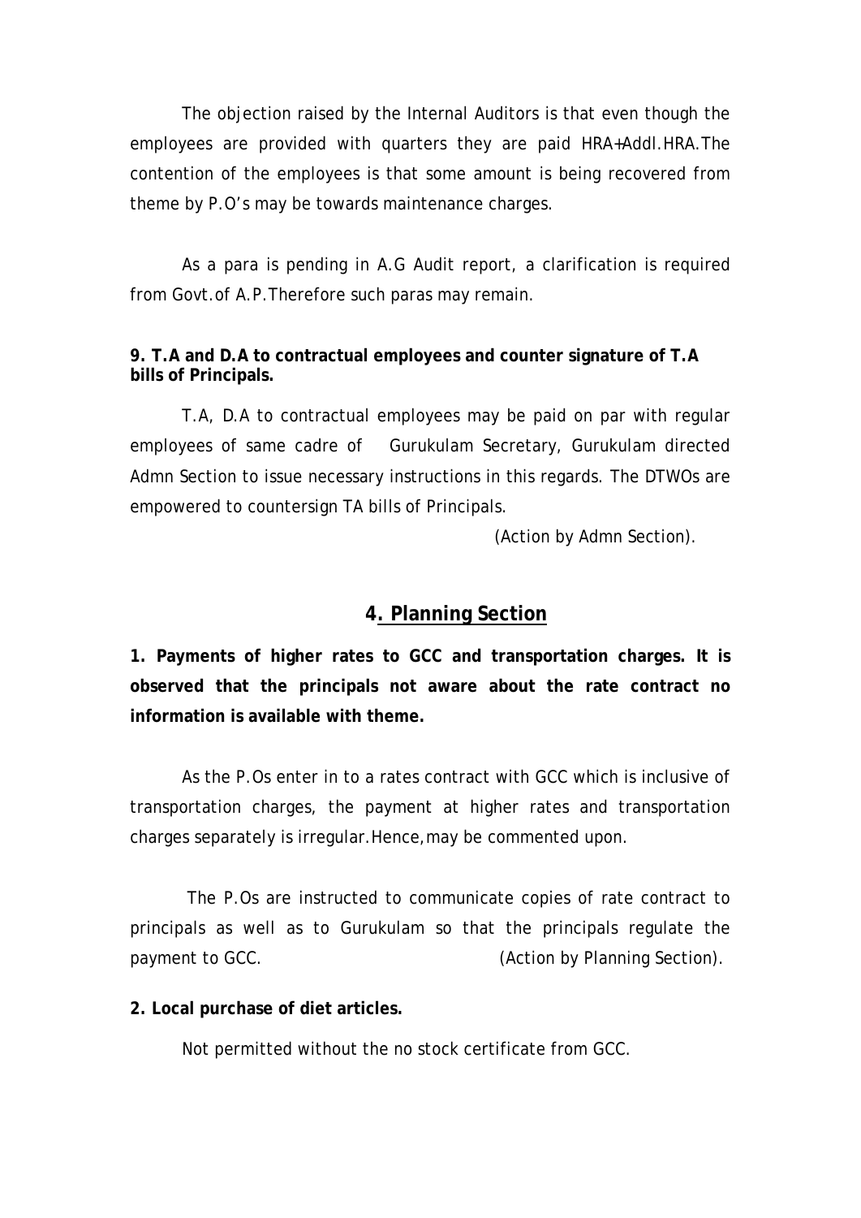The objection raised by the Internal Auditors is that even though the employees are provided with quarters they are paid HRA+Addl.HRA.The contention of the employees is that some amount is being recovered from theme by P.O's may be towards maintenance charges.

As a para is pending in A.G Audit report, a clarification is required from Govt.of A.P.Therefore such paras may remain.

**9. T.A and D.A to contractual employees and counter signature of T.A bills of Principals.**

T.A, D.A to contractual employees may be paid on par with regular employees of same cadre of Gurukulam Secretary, Gurukulam directed Admn Section to issue necessary instructions in this regards. The DTWOs are empowered to countersign TA bills of Principals.

(Action by Admn Section).

## 4. Planning Section

**1. Payments of higher rates to GCC and transportation charges. It is observed that the principals not aware about the rate contract no information is available with theme.**

As the P.Os enter in to a rates contract with GCC which is inclusive of transportation charges, the payment at higher rates and transportation charges separately is irregular.Hence,may be commented upon.

The P.Os are instructed to communicate copies of rate contract to principals as well as to Gurukulam so that the principals regulate the payment to GCC. (Action by Planning Section).

**2. Local purchase of diet articles.**

Not permitted without the no stock certificate from GCC.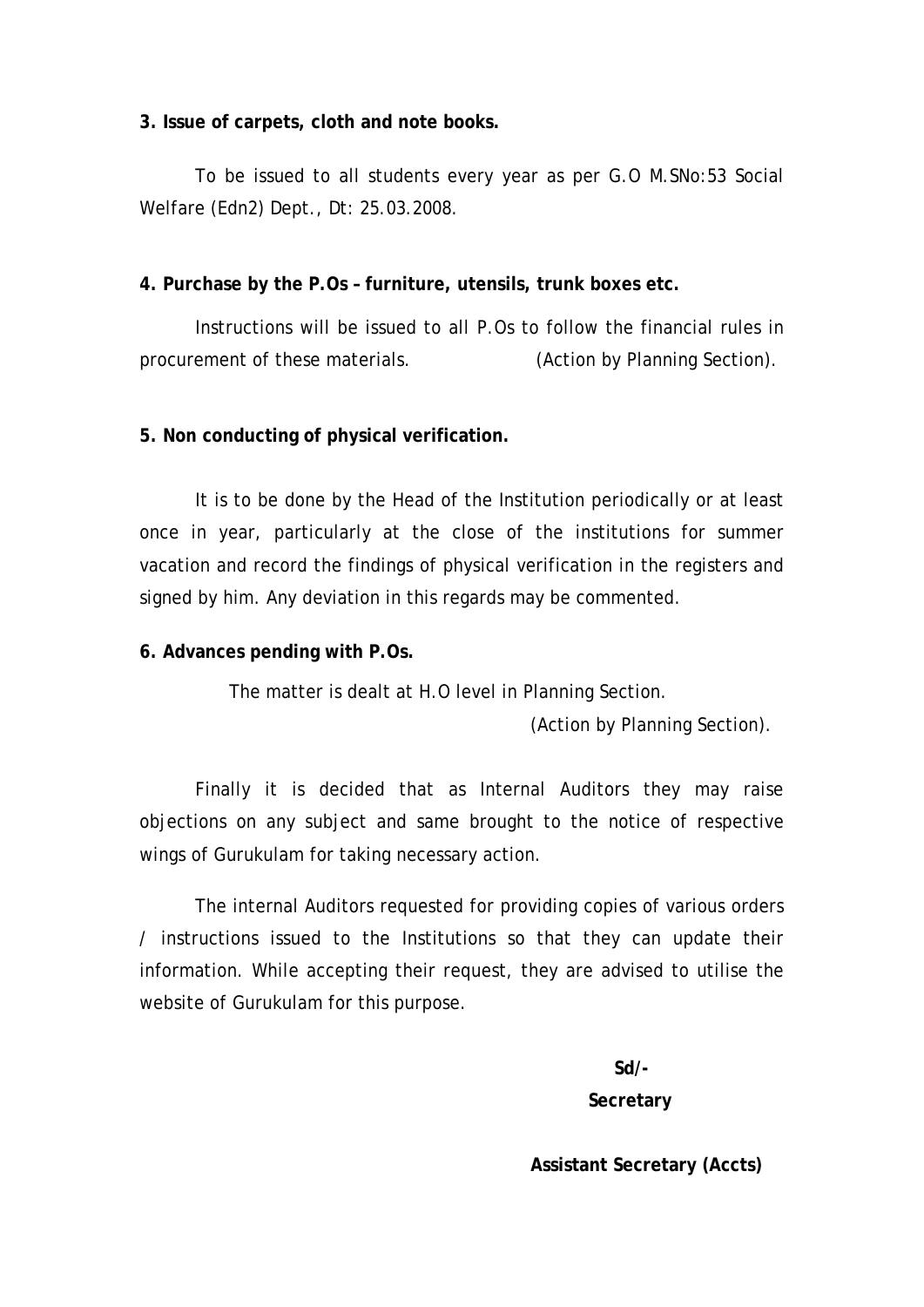**3. Issue of carpets, cloth and note books.**

To be issued to all students every year as per G.O M.SNo:53 Social Welfare (Edn2) Dept., Dt: 25.03.2008.

**4. Purchase by the P.Os – furniture, utensils, trunk boxes etc.**

Instructions will be issued to all P.Os to follow the financial rules in procurement of these materials. (Action by Planning Section).

**5. Non conducting of physical verification.**

It is to be done by the Head of the Institution periodically or at least once in year, particularly at the close of the institutions for summer vacation and record the findings of physical verification in the registers and signed by him. Any deviation in this regards may be commented.

**6. Advances pending with P.Os.**

The matter is dealt at H.O level in Planning Section.

(Action by Planning Section).

Finally it is decided that as Internal Auditors they may raise objections on any subject and same brought to the notice of respective wings of Gurukulam for taking necessary action.

The internal Auditors requested for providing copies of various orders / instructions issued to the Institutions so that they can update their information. While accepting their request, they are advised to utilise the website of Gurukulam for this purpose.

**Sd/-**

**Secretary**

**Assistant Secretary (Accts)**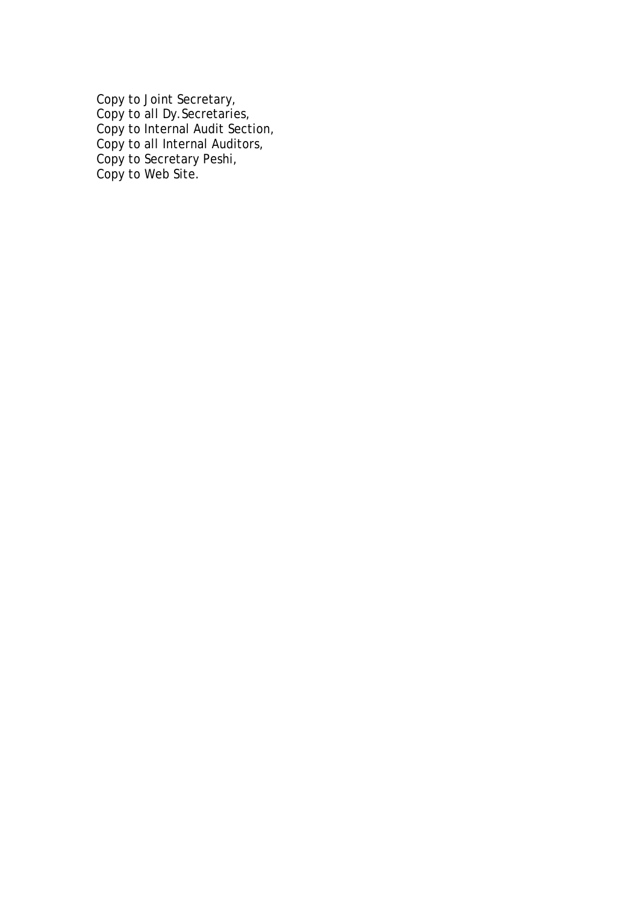Copy to Joint Secretary,
Copy to all Dy.Secretaries,
Copy to Internal Audit Section,
Copy to all Internal Auditors,
Copy to Secretary Peshi,
Copy to Web Site.